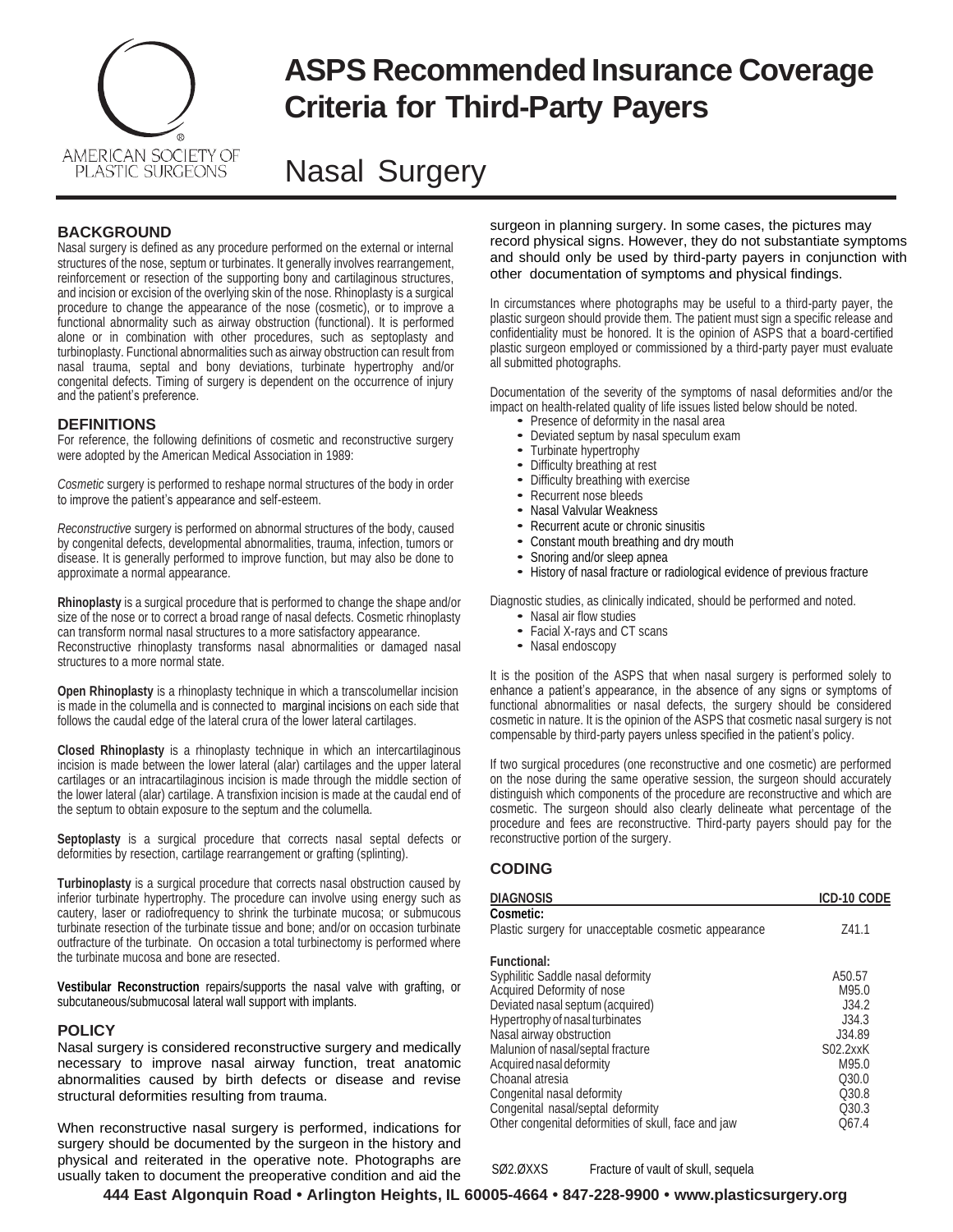# ASPS Recommended Insurance Coverage Criteria for Third-Party Payers

AMERICAN SOCIETY OF PLASTIC SURGEONS

## Nasal Surgery

### BACKGROUND

Nasal surgery is defined as any procedure performed on the external or internal structures of the nose, septum or turbinates. It generally involves rearrangement, reinforcement or resection of the supporting bony and cartilaginous structures, and incision or excision of the overlying skin of the nose. Rhinoplasty is a surgical procedure to change the appearance of the nose (cosmetic), or to improve a functional abnormality such as airway obstruction (functional). It is performed alone or in combination with other procedures, such as septoplasty and turbinoplasty. Functional abnormalities such as airway obstruction can result from nasal trauma, septal and bony deviations, turbinate hypertrophy and/or congenital defects. Timing of surgery is dependent on the occurrence of injury and the patient's preference.

### DEFINITIONS

For reference, the following definitions of cosmetic and reconstructive surgery were adopted by the American Medical Association in 1989:

*Cosmetic* surgery is performed to reshape normal structures of the body in order to improve the patient's appearance and self-esteem.

*Reconstructive* surgery is performed on abnormal structures of the body, caused by congenital defects, developmental abnormalities, trauma, infection, tumors or disease. It is generally performed to improve function, but may also be done to approximate a normal appearance.

**Rhinoplasty** is a surgical procedure that is performed to change the shape and/or size of the nose or to correct a broad range of nasal defects. Cosmetic rhinoplasty can transform normal nasal structures to a more satisfactory appearance. Reconstructive rhinoplasty transforms nasal abnormalities or damaged nasal structures to a more normal state.

**Open Rhinoplasty** is a rhinoplasty technique in which a transcolumellar incision is made in the columella and is connected to marginal incisions on each side that follows the caudal edge of the lateral crura of the lower lateral cartilages.

**Closed Rhinoplasty** is a rhinoplasty technique in which an intercartilaginous incision is made between the lower lateral (alar) cartilages and the upper lateral cartilages or an intracartilaginous incision is made through the middle section of the lower lateral (alar) cartilage. A transfixion incision is made at the caudal end of the septum to obtain exposure to the septum and the columella.

**Septoplasty** is a surgical procedure that corrects nasal septal defects or deformities by resection, cartilage rearrangement or grafting (splinting).

**Turbinoplasty** is a surgical procedure that corrects nasal obstruction caused by inferior turbinate hypertrophy. The procedure can involve using energy such as cautery, laser or radiofrequency to shrink the turbinate mucosa; or submucous turbinate resection of the turbinate tissue and bone; and/or on occasion turbinate outfracture of the turbinate. On occasion a total turbinectomy is performed where the turbinate mucosa and bone are resected.

**Vestibular Reconstruction** repairs/supports the nasal valve with grafting, or subcutaneous/submucosal lateral wall support with implants.

### POLICY

Nasal surgery is considered reconstructive surgery and medically necessary to improve nasal airway function, treat anatomic abnormalities caused by birth defects or disease and revise structural deformities resulting from trauma.

When reconstructive nasal surgery is performed, indications for surgery should be documented by the surgeon in the history and physical and reiterated in the operative note. Photographs are usually taken to document the preoperative condition and aid the surgeon in planning surgery. In some cases, the pictures may record physical signs. However, they do not substantiate symptoms and should only be used by third-party payers in conjunction with other documentation of symptoms and physical findings.

In circumstances where photographs may be useful to a third-party payer, the plastic surgeon should provide them. The patient must sign a specific release and confidentiality must be honored. It is the opinion of ASPS that a board-certified plastic surgeon employed or commissioned by a third-party payer must evaluate all submitted photographs.

Documentation of the severity of the symptoms of nasal deformities and/or the impact on health-related quality of life issues listed below should be noted.

- Presence of deformity in the nasal area
- Deviated septum by nasal speculum exam
- Turbinate hypertrophy
- Difficulty breathing at rest
- Difficulty breathing with exercise
- Recurrent nose bleeds
- Nasal Valvular Weakness
- Recurrent acute or chronic sinusitis
- Constant mouth breathing and dry mouth
- Snoring and/or sleep apnea
- History of nasal fracture or radiological evidence of previous fracture

Diagnostic studies, as clinically indicated, should be performed and noted.

- Nasal air flow studies
- Facial X-rays and CT scans
- Nasal endoscopy

It is the position of the ASPS that when nasal surgery is performed solely to enhance a patient's appearance, in the absence of any signs or symptoms of functional abnormalities or nasal defects, the surgery should be considered cosmetic in nature. It is the opinion of the ASPS that cosmetic nasal surgery is not compensable by third-party payers unless specified in the patient's policy.

If two surgical procedures (one reconstructive and one cosmetic) are performed on the nose during the same operative session, the surgeon should accurately distinguish which components of the procedure are reconstructive and which are cosmetic. The surgeon should also clearly delineate what percentage of the procedure and fees are reconstructive. Third-party payers should pay for the reconstructive portion of the surgery.

### CODING

| DIAGNOSIS | ICD-10 CODE |
|---|---|
| **Cosmetic:** | |
| Plastic surgery for unacceptable cosmetic appearance | Z41.1 |
| **Functional:** | |
| Syphilitic Saddle nasal deformity | A50.57 |
| Acquired Deformity of nose | M95.0 |
| Deviated nasal septum (acquired) | J34.2 |
| Hypertrophy of nasal turbinates | J34.3 |
| Nasal airway obstruction | J34.89 |
| Malunion of nasal/septal fracture | S02.2xxK |
| Acquired nasal deformity | M95.0 |
| Choanal atresia | Q30.0 |
| Congenital nasal deformity | Q30.8 |
| Congenital nasal/septal deformity | Q30.3 |
| Other congenital deformities of skull, face and jaw | Q67.4 |

SØ2.ØXXS Fracture of vault of skull, sequela

**444 East Algonquin Road • Arlington Heights, IL 60005-4664 • 847-228-9900 • www.plasticsurgery.org**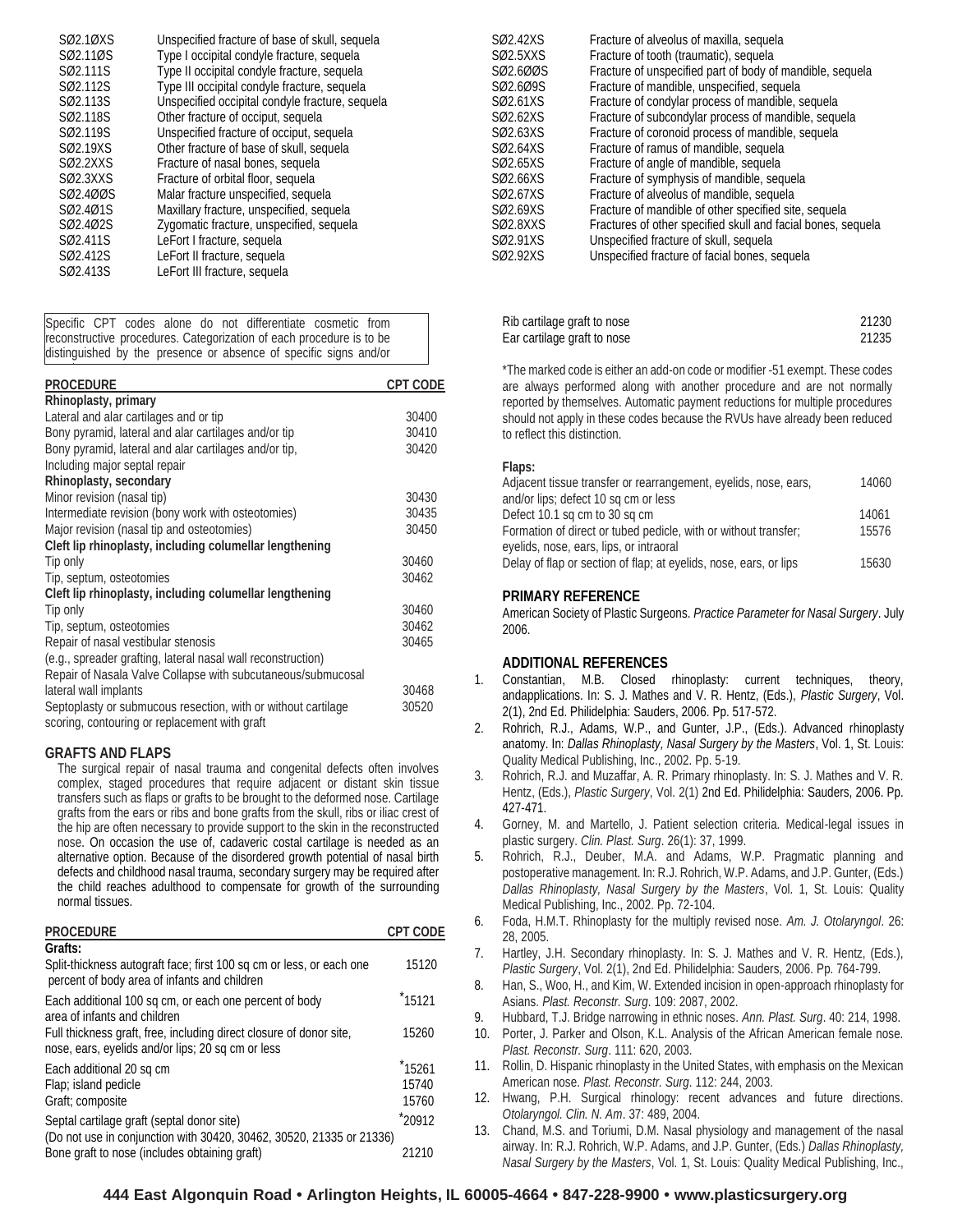| | |
|---|---|
| SØ2.1ØXS | Unspecified fracture of base of skull, sequela |
| SØ2.11ØS | Type I occipital condyle fracture, sequela |
| SØ2.111S | Type II occipital condyle fracture, sequela |
| SØ2.112S | Type III occipital condyle fracture, sequela |
| SØ2.113S | Unspecified occipital condyle fracture, sequela |
| SØ2.118S | Other fracture of occiput, sequela |
| SØ2.119S | Unspecified fracture of occiput, sequela |
| SØ2.19XS | Other fracture of base of skull, sequela |
| SØ2.2XXS | Fracture of nasal bones, sequela |
| SØ2.3XXS | Fracture of orbital floor, sequela |
| SØ2.4ØØS | Malar fracture unspecified, sequela |
| SØ2.4Ø1S | Maxillary fracture, unspecified, sequela |
| SØ2.4Ø2S | Zygomatic fracture, unspecified, sequela |
| SØ2.411S | LeFort I fracture, sequela |
| SØ2.412S | LeFort II fracture, sequela |
| SØ2.413S | LeFort III fracture, sequela |
| SØ2.42XS | Fracture of alveolus of maxilla, sequela |
| SØ2.5XXS | Fracture of tooth (traumatic), sequela |
| SØ2.6ØØS | Fracture of unspecified part of body of mandible, sequela |
| SØ2.6Ø9S | Fracture of mandible, unspecified, sequela |
| SØ2.61XS | Fracture of condylar process of mandible, sequela |
| SØ2.62XS | Fracture of subcondylar process of mandible, sequela |
| SØ2.63XS | Fracture of coronoid process of mandible, sequela |
| SØ2.64XS | Fracture of ramus of mandible, sequela |
| SØ2.65XS | Fracture of angle of mandible, sequela |
| SØ2.66XS | Fracture of symphysis of mandible, sequela |
| SØ2.67XS | Fracture of alveolus of mandible, sequela |
| SØ2.69XS | Fracture of mandible of other specified site, sequela |
| SØ2.8XXS | Fractures of other specified skull and facial bones, sequela |
| SØ2.91XS | Unspecified fracture of skull, sequela |
| SØ2.92XS | Unspecified fracture of facial bones, sequela |

Specific CPT codes alone do not differentiate cosmetic from reconstructive procedures. Categorization of each procedure is to be distinguished by the presence or absence of specific signs and/or

| PROCEDURE | CPT CODE |
|---|---|
| **Rhinoplasty, primary** | |
| Lateral and alar cartilages and or tip | 30400 |
| Bony pyramid, lateral and alar cartilages and/or tip | 30410 |
| Bony pyramid, lateral and alar cartilages and/or tip, Including major septal repair | 30420 |
| **Rhinoplasty, secondary** | |
| Minor revision (nasal tip) | 30430 |
| Intermediate revision (bony work with osteotomies) | 30435 |
| Major revision (nasal tip and osteotomies) | 30450 |
| **Cleft lip rhinoplasty, including columellar lengthening** | |
| Tip only | 30460 |
| Tip, septum, osteotomies | 30462 |
| **Cleft lip rhinoplasty, including columellar lengthening** | |
| Tip only | 30460 |
| Tip, septum, osteotomies | 30462 |
| Repair of nasal vestibular stenosis (e.g., spreader grafting, lateral nasal wall reconstruction) | 30465 |
| Repair of Nasala Valve Collapse with subcutaneous/submucosal lateral wall implants | 30468 |
| Septoplasty or submucous resection, with or without cartilage scoring, contouring or replacement with graft | 30520 |

## GRAFTS AND FLAPS

The surgical repair of nasal trauma and congenital defects often involves complex, staged procedures that require adjacent or distant skin tissue transfers such as flaps or grafts to be brought to the deformed nose. Cartilage grafts from the ears or ribs and bone grafts from the skull, ribs or iliac crest of the hip are often necessary to provide support to the skin in the reconstructed nose. On occasion the use of, cadaveric costal cartilage is needed as an alternative option. Because of the disordered growth potential of nasal birth defects and childhood nasal trauma, secondary surgery may be required after the child reaches adulthood to compensate for growth of the surrounding normal tissues.

| PROCEDURE | CPT CODE |
|---|---|
| **Grafts:** | |
| Split-thickness autograft face; first 100 sq cm or less, or each one percent of body area of infants and children | 15120 |
| Each additional 100 sq cm, or each one percent of body area of infants and children | *15121 |
| Full thickness graft, free, including direct closure of donor site, nose, ears, eyelids and/or lips; 20 sq cm or less | 15260 |
| Each additional 20 sq cm | *15261 |
| Flap; island pedicle | 15740 |
| Graft; composite | 15760 |
| Septal cartilage graft (septal donor site) (Do not use in conjunction with 30420, 30462, 30520, 21335 or 21336) | *20912 |
| Bone graft to nose (includes obtaining graft) | 21210 |
| Rib cartilage graft to nose | 21230 |
| Ear cartilage graft to nose | 21235 |

*The marked code is either an add-on code or modifier -51 exempt. These codes are always performed along with another procedure and are not normally reported by themselves. Automatic payment reductions for multiple procedures should not apply in these codes because the RVUs have already been reduced to reflect this distinction.

| **Flaps:** | |
|---|---|
| Adjacent tissue transfer or rearrangement, eyelids, nose, ears, and/or lips; defect 10 sq cm or less | 14060 |
| Defect 10.1 sq cm to 30 sq cm | 14061 |
| Formation of direct or tubed pedicle, with or without transfer; eyelids, nose, ears, lips, or intraoral | 15576 |
| Delay of flap or section of flap; at eyelids, nose, ears, or lips | 15630 |

## PRIMARY REFERENCE

American Society of Plastic Surgeons. *Practice Parameter for Nasal Surgery*. July 2006.

## ADDITIONAL REFERENCES

1. Constantian, M.B. Closed rhinoplasty: current techniques, theory, andapplications. In: S. J. Mathes and V. R. Hentz, (Eds.), *Plastic Surgery*, Vol. 2(1), 2nd Ed. Philidelphia: Sauders, 2006. Pp. 517-572.
2. Rohrich, R.J., Adams, W.P., and Gunter, J.P., (Eds.). Advanced rhinoplasty anatomy. In: *Dallas Rhinoplasty, Nasal Surgery by the Masters*, Vol. 1, St. Louis: Quality Medical Publishing, Inc., 2002. Pp. 5-19.
3. Rohrich, R.J. and Muzaffar, A. R. Primary rhinoplasty. In: S. J. Mathes and V. R. Hentz, (Eds.), *Plastic Surgery*, Vol. 2(1) 2nd Ed. Philidelphia: Sauders, 2006. Pp. 427-471.
4. Gorney, M. and Martello, J. Patient selection criteria. Medical-legal issues in plastic surgery. *Clin. Plast. Surg*. 26(1): 37, 1999.
5. Rohrich, R.J., Deuber, M.A. and Adams, W.P. Pragmatic planning and postoperative management. In: R.J. Rohrich, W.P. Adams, and J.P. Gunter, (Eds.) *Dallas Rhinoplasty, Nasal Surgery by the Masters*, Vol. 1, St. Louis: Quality Medical Publishing, Inc., 2002. Pp. 72-104.
6. Foda, H.M.T. Rhinoplasty for the multiply revised nose. *Am. J. Otolaryngol*. 26: 28, 2005.
7. Hartley, J.H. Secondary rhinoplasty. In: S. J. Mathes and V. R. Hentz, (Eds.), *Plastic Surgery*, Vol. 2(1), 2nd Ed. Philidelphia: Sauders, 2006. Pp. 764-799.
8. Han, S., Woo, H., and Kim, W. Extended incision in open-approach rhinoplasty for Asians. *Plast. Reconstr. Surg*. 109: 2087, 2002.
9. Hubbard, T.J. Bridge narrowing in ethnic noses. *Ann. Plast. Surg*. 40: 214, 1998.
10. Porter, J. Parker and Olson, K.L. Analysis of the African American female nose. *Plast. Reconstr. Surg*. 111: 620, 2003.
11. Rollin, D. Hispanic rhinoplasty in the United States, with emphasis on the Mexican American nose. *Plast. Reconstr. Surg*. 112: 244, 2003.
12. Hwang, P.H. Surgical rhinology: recent advances and future directions. *Otolaryngol. Clin. N. Am*. 37: 489, 2004.
13. Chand, M.S. and Toriumi, D.M. Nasal physiology and management of the nasal airway. In: R.J. Rohrich, W.P. Adams, and J.P. Gunter, (Eds.) *Dallas Rhinoplasty, Nasal Surgery by the Masters*, Vol. 1, St. Louis: Quality Medical Publishing, Inc.,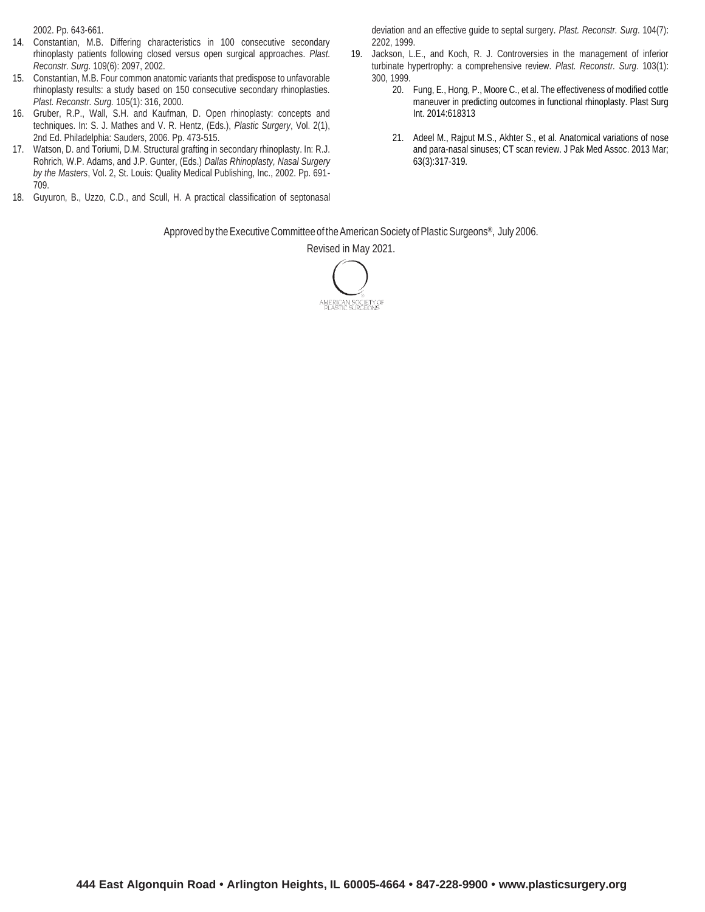2002. Pp. 643-661.

14. Constantian, M.B. Differing characteristics in 100 consecutive secondary rhinoplasty patients following closed versus open surgical approaches. *Plast. Reconstr. Surg*. 109(6): 2097, 2002.
15. Constantian, M.B. Four common anatomic variants that predispose to unfavorable rhinoplasty results: a study based on 150 consecutive secondary rhinoplasties. *Plast. Reconstr. Surg.* 105(1): 316, 2000.
16. Gruber, R.P., Wall, S.H. and Kaufman, D. Open rhinoplasty: concepts and techniques. In: S. J. Mathes and V. R. Hentz, (Eds.), *Plastic Surgery*, Vol. 2(1), 2nd Ed. Philadelphia: Sauders, 2006. Pp. 473-515.
17. Watson, D. and Toriumi, D.M. Structural grafting in secondary rhinoplasty. In: R.J. Rohrich, W.P. Adams, and J.P. Gunter, (Eds.) *Dallas Rhinoplasty, Nasal Surgery by the Masters*, Vol. 2, St. Louis: Quality Medical Publishing, Inc., 2002. Pp. 691-709.
18. Guyuron, B., Uzzo, C.D., and Scull, H. A practical classification of septonasal deviation and an effective guide to septal surgery. *Plast. Reconstr. Surg*. 104(7): 2202, 1999.
19. Jackson, L.E., and Koch, R. J. Controversies in the management of inferior turbinate hypertrophy: a comprehensive review. *Plast. Reconstr. Surg*. 103(1): 300, 1999.
20. Fung, E., Hong, P., Moore C., et al. The effectiveness of modified cottle maneuver in predicting outcomes in functional rhinoplasty. Plast Surg Int. 2014:618313
21. Adeel M., Rajput M.S., Akhter S., et al. Anatomical variations of nose and para-nasal sinuses; CT scan review. J Pak Med Assoc. 2013 Mar; 63(3):317-319.

Approved by the Executive Committee of the American Society of Plastic Surgeons®, July 2006.

Revised in May 2021.

AMERICAN SOCIETY OF PLASTIC SURGEONS

**444 East Algonquin Road • Arlington Heights, IL 60005-4664 • 847-228-9900 • www.plasticsurgery.org**